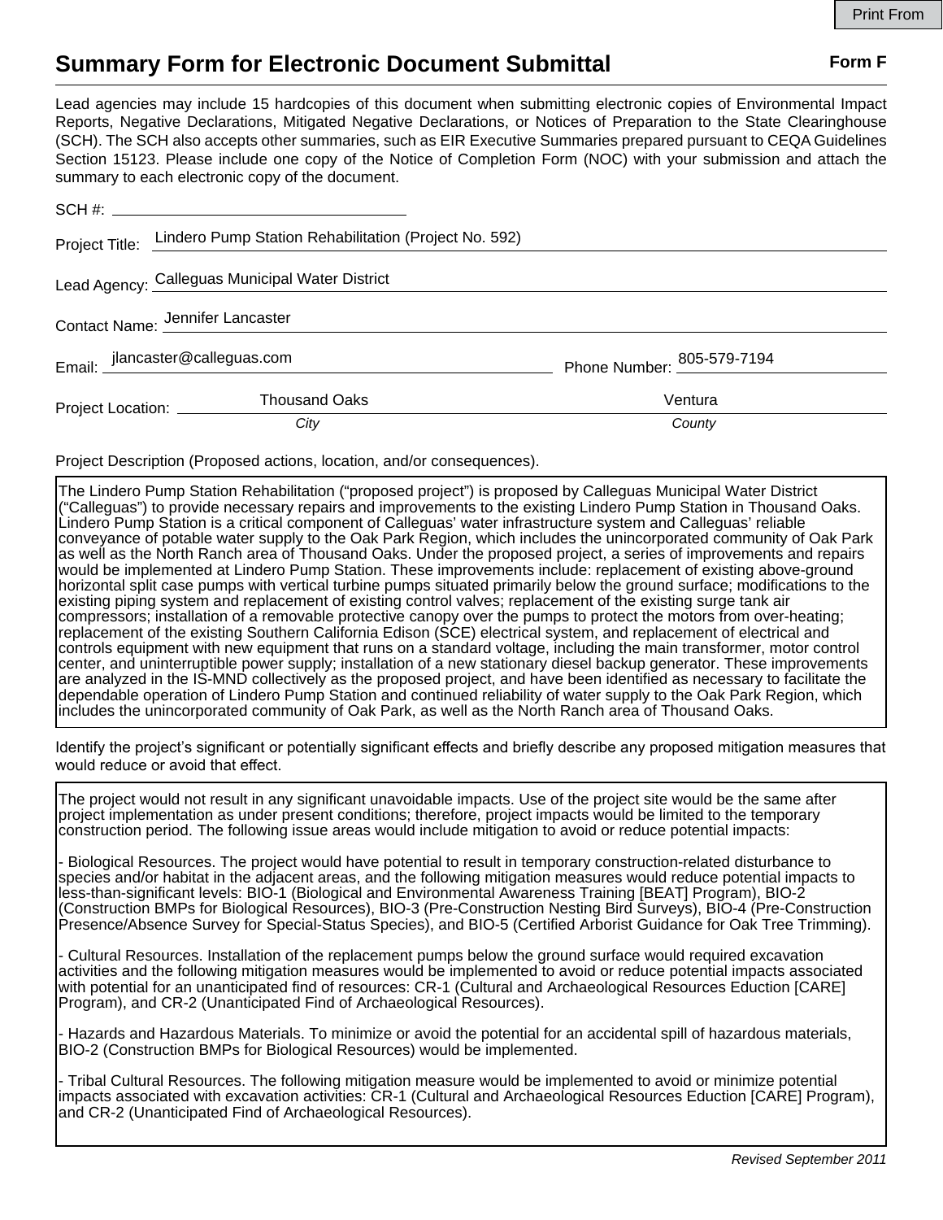# Summary Form for Electronic Document Submittal

**Form F**

Lead agencies may include 15 hardcopies of this document when submitting electronic copies of Environmental Impact Reports, Negative Declarations, Mitigated Negative Declarations, or Notices of Preparation to the State Clearinghouse (SCH). The SCH also accepts other summaries, such as EIR Executive Summaries prepared pursuant to CEQA Guidelines Section 15123. Please include one copy of the Notice of Completion Form (NOC) with your submission and attach the summary to each electronic copy of the document.

SCH #: ______________________

Project Title: Lindero Pump Station Rehabilitation (Project No. 592)

Lead Agency: Calleguas Municipal Water District

Contact Name: Jennifer Lancaster

Email: jlancaster@calleguas.com    Phone Number: 805-579-7194

Project Location: Thousand Oaks (*City*)    Ventura (*County*)

Project Description (Proposed actions, location, and/or consequences).

The Lindero Pump Station Rehabilitation ("proposed project") is proposed by Calleguas Municipal Water District ("Calleguas") to provide necessary repairs and improvements to the existing Lindero Pump Station in Thousand Oaks. Lindero Pump Station is a critical component of Calleguas' water infrastructure system and Calleguas' reliable conveyance of potable water supply to the Oak Park Region, which includes the unincorporated community of Oak Park as well as the North Ranch area of Thousand Oaks. Under the proposed project, a series of improvements and repairs would be implemented at Lindero Pump Station. These improvements include: replacement of existing above-ground horizontal split case pumps with vertical turbine pumps situated primarily below the ground surface; modifications to the existing piping system and replacement of existing control valves; replacement of the existing surge tank air compressors; installation of a removable protective canopy over the pumps to protect the motors from over-heating; replacement of the existing Southern California Edison (SCE) electrical system, and replacement of electrical and controls equipment with new equipment that runs on a standard voltage, including the main transformer, motor control center, and uninterruptible power supply; installation of a new stationary diesel backup generator. These improvements are analyzed in the IS-MND collectively as the proposed project, and have been identified as necessary to facilitate the dependable operation of Lindero Pump Station and continued reliability of water supply to the Oak Park Region, which includes the unincorporated community of Oak Park, as well as the North Ranch area of Thousand Oaks.

Identify the project's significant or potentially significant effects and briefly describe any proposed mitigation measures that would reduce or avoid that effect.

The project would not result in any significant unavoidable impacts. Use of the project site would be the same after project implementation as under present conditions; therefore, project impacts would be limited to the temporary construction period. The following issue areas would include mitigation to avoid or reduce potential impacts:

- Biological Resources. The project would have potential to result in temporary construction-related disturbance to species and/or habitat in the adjacent areas, and the following mitigation measures would reduce potential impacts to less-than-significant levels: BIO-1 (Biological and Environmental Awareness Training [BEAT] Program), BIO-2 (Construction BMPs for Biological Resources), BIO-3 (Pre-Construction Nesting Bird Surveys), BIO-4 (Pre-Construction Presence/Absence Survey for Special-Status Species), and BIO-5 (Certified Arborist Guidance for Oak Tree Trimming).

- Cultural Resources. Installation of the replacement pumps below the ground surface would required excavation activities and the following mitigation measures would be implemented to avoid or reduce potential impacts associated with potential for an unanticipated find of resources: CR-1 (Cultural and Archaeological Resources Eduction [CARE] Program), and CR-2 (Unanticipated Find of Archaeological Resources).

- Hazards and Hazardous Materials. To minimize or avoid the potential for an accidental spill of hazardous materials, BIO-2 (Construction BMPs for Biological Resources) would be implemented.

- Tribal Cultural Resources. The following mitigation measure would be implemented to avoid or minimize potential impacts associated with excavation activities: CR-1 (Cultural and Archaeological Resources Eduction [CARE] Program), and CR-2 (Unanticipated Find of Archaeological Resources).

*Revised September 2011*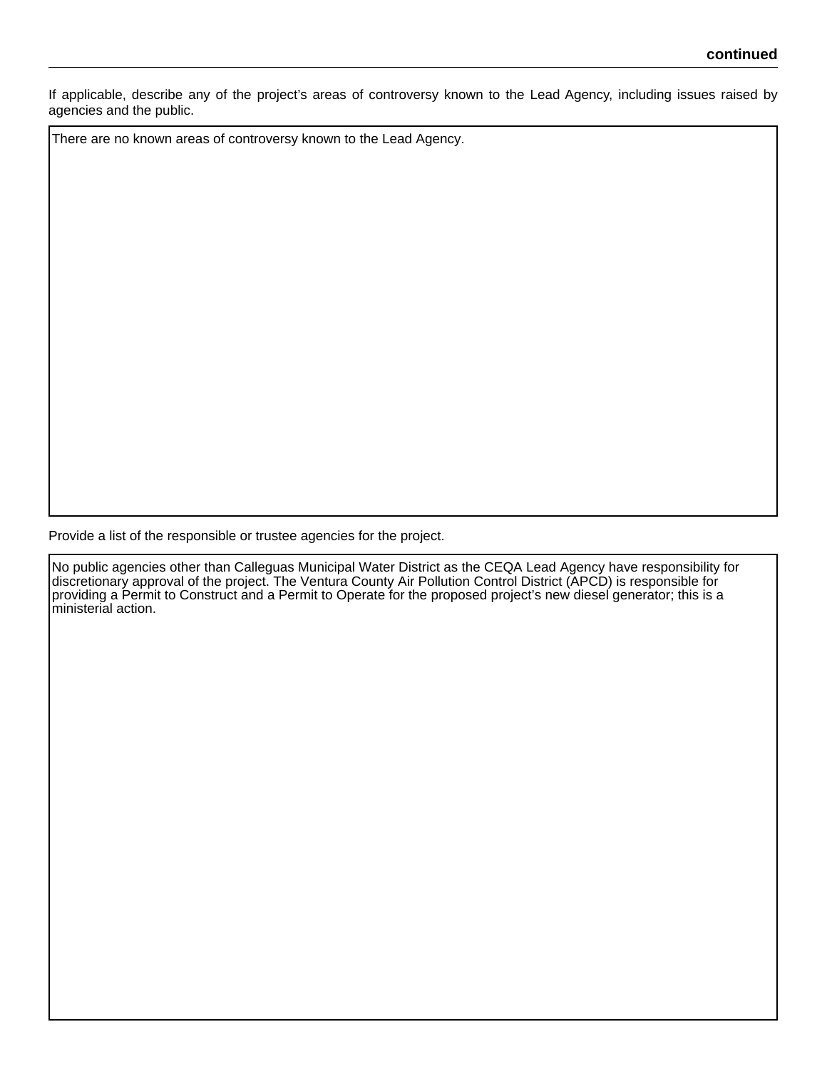**continued**

If applicable, describe any of the project's areas of controversy known to the Lead Agency, including issues raised by agencies and the public.

There are no known areas of controversy known to the Lead Agency.

Provide a list of the responsible or trustee agencies for the project.

No public agencies other than Calleguas Municipal Water District as the CEQA Lead Agency have responsibility for discretionary approval of the project. The Ventura County Air Pollution Control District (APCD) is responsible for providing a Permit to Construct and a Permit to Operate for the proposed project's new diesel generator; this is a ministerial action.